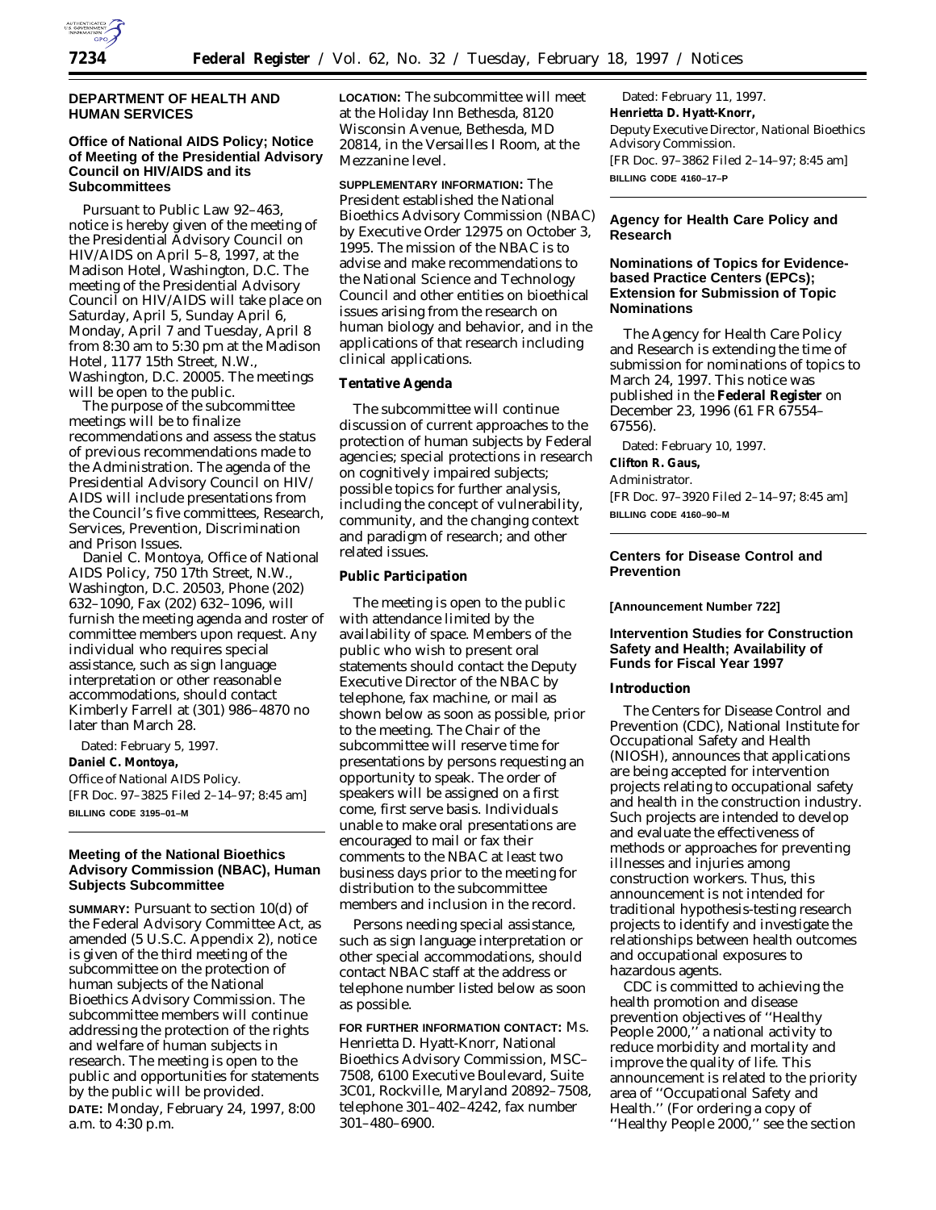## DEPARTMENT OF HEALTH AND HUMAN SERVICES

### Office of National AIDS Policy; Notice of Meeting of the Presidential Advisory Council on HIV/AIDS and its Subcommittees

Pursuant to Public Law 92–463, notice is hereby given of the meeting of the Presidential Advisory Council on HIV/AIDS on April 5–8, 1997, at the Madison Hotel, Washington, D.C. The meeting of the Presidential Advisory Council on HIV/AIDS will take place on Saturday, April 5, Sunday April 6, Monday, April 7 and Tuesday, April 8 from 8:30 am to 5:30 pm at the Madison Hotel, 1177 15th Street, N.W., Washington, D.C. 20005. The meetings will be open to the public.

The purpose of the subcommittee meetings will be to finalize recommendations and assess the status of previous recommendations made to the Administration. The agenda of the Presidential Advisory Council on HIV/AIDS will include presentations from the Council's five committees, Research, Services, Prevention, Discrimination and Prison Issues.

Daniel C. Montoya, Office of National AIDS Policy, 750 17th Street, N.W., Washington, D.C. 20503, Phone (202) 632–1090, Fax (202) 632–1096, will furnish the meeting agenda and roster of committee members upon request. Any individual who requires special assistance, such as sign language interpretation or other reasonable accommodations, should contact Kimberly Farrell at (301) 986–4870 no later than March 28.

Dated: February 5, 1997.

**Daniel C. Montoya,**

*Office of National AIDS Policy.*

[FR Doc. 97–3825 Filed 2–14–97; 8:45 am]

**BILLING CODE 3195–01–M**

### Meeting of the National Bioethics Advisory Commission (NBAC), Human Subjects Subcommittee

**SUMMARY:** Pursuant to section 10(d) of the Federal Advisory Committee Act, as amended (5 U.S.C. Appendix 2), notice is given of the third meeting of the subcommittee on the protection of human subjects of the National Bioethics Advisory Commission. The subcommittee members will continue addressing the protection of the rights and welfare of human subjects in research. The meeting is open to the public and opportunities for statements by the public will be provided.

**DATE:** Monday, February 24, 1997, 8:00 a.m. to 4:30 p.m.

**LOCATION:** The subcommittee will meet at the Holiday Inn Bethesda, 8120 Wisconsin Avenue, Bethesda, MD 20814, in the Versailles I Room, at the Mezzanine level.

**SUPPLEMENTARY INFORMATION:** The President established the National Bioethics Advisory Commission (NBAC) by Executive Order 12975 on October 3, 1995. The mission of the NBAC is to advise and make recommendations to the National Science and Technology Council and other entities on bioethical issues arising from the research on human biology and behavior, and in the applications of that research including clinical applications.

#### Tentative Agenda

The subcommittee will continue discussion of current approaches to the protection of human subjects by Federal agencies; special protections in research on cognitively impaired subjects; possible topics for further analysis, including the concept of vulnerability, community, and the changing context and paradigm of research; and other related issues.

#### Public Participation

The meeting is open to the public with attendance limited by the availability of space. Members of the public who wish to present oral statements should contact the Deputy Executive Director of the NBAC by telephone, fax machine, or mail as shown below as soon as possible, prior to the meeting. The Chair of the subcommittee will reserve time for presentations by persons requesting an opportunity to speak. The order of speakers will be assigned on a first come, first serve basis. Individuals unable to make oral presentations are encouraged to mail or fax their comments to the NBAC at least two business days prior to the meeting for distribution to the subcommittee members and inclusion in the record.

Persons needing special assistance, such as sign language interpretation or other special accommodations, should contact NBAC staff at the address or telephone number listed below as soon as possible.

**FOR FURTHER INFORMATION CONTACT:** Ms. Henrietta D. Hyatt-Knorr, National Bioethics Advisory Commission, MSC–7508, 6100 Executive Boulevard, Suite 3C01, Rockville, Maryland 20892–7508, telephone 301–402–4242, fax number 301–480–6900.

Dated: February 11, 1997.

**Henrietta D. Hyatt-Knorr,**

*Deputy Executive Director, National Bioethics Advisory Commission.*

[FR Doc. 97–3862 Filed 2–14–97; 8:45 am]

**BILLING CODE 4160–17–P**

### Agency for Health Care Policy and Research

### Nominations of Topics for Evidence-based Practice Centers (EPCs); Extension for Submission of Topic Nominations

The Agency for Health Care Policy and Research is extending the time of submission for nominations of topics to March 24, 1997. This notice was published in the **Federal Register** on December 23, 1996 (61 FR 67554–67556).

Dated: February 10, 1997.

**Clifton R. Gaus,**

*Administrator.*

[FR Doc. 97–3920 Filed 2–14–97; 8:45 am]

**BILLING CODE 4160–90–M**

### Centers for Disease Control and Prevention

**[Announcement Number 722]**

### Intervention Studies for Construction Safety and Health; Availability of Funds for Fiscal Year 1997

#### Introduction

The Centers for Disease Control and Prevention (CDC), National Institute for Occupational Safety and Health (NIOSH), announces that applications are being accepted for intervention projects relating to occupational safety and health in the construction industry. Such projects are intended to develop and evaluate the effectiveness of methods or approaches for preventing illnesses and injuries among construction workers. Thus, this announcement is not intended for traditional hypothesis-testing research projects to identify and investigate the relationships between health outcomes and occupational exposures to hazardous agents.

CDC is committed to achieving the health promotion and disease prevention objectives of "Healthy People 2000," a national activity to reduce morbidity and mortality and improve the quality of life. This announcement is related to the priority area of "Occupational Safety and Health." (For ordering a copy of "Healthy People 2000," see the section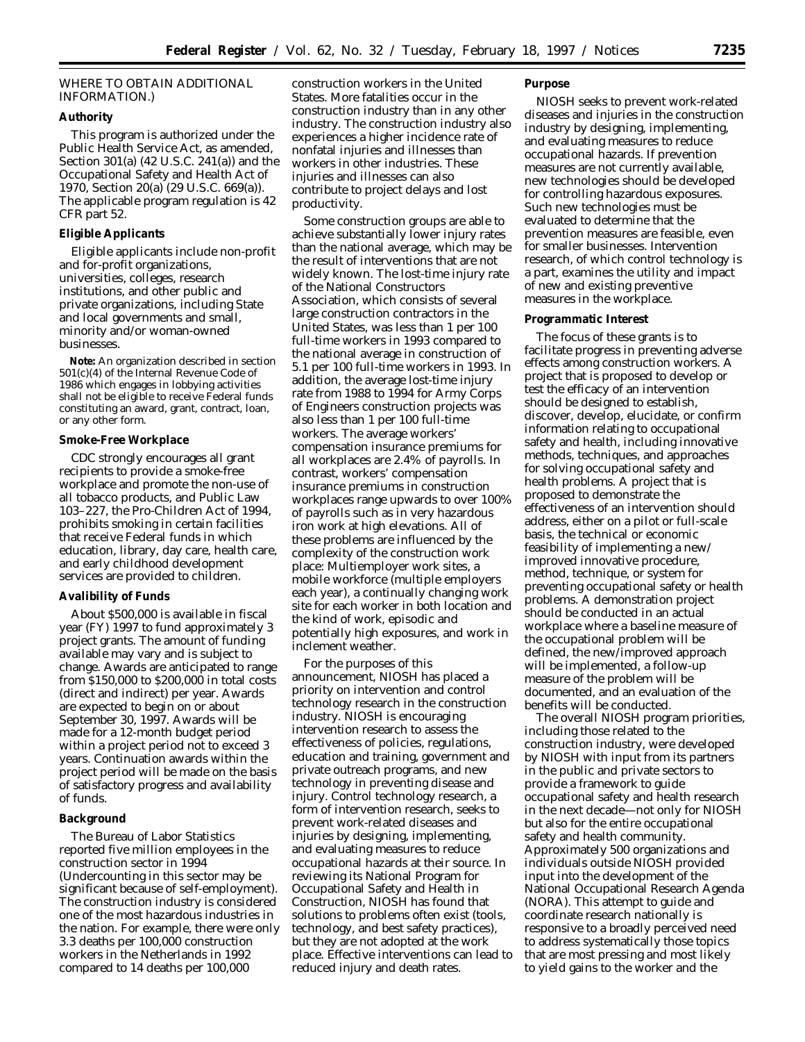WHERE TO OBTAIN ADDITIONAL INFORMATION.)

**Authority**

This program is authorized under the Public Health Service Act, as amended, Section 301(a) (42 U.S.C. 241(a)) and the Occupational Safety and Health Act of 1970, Section 20(a) (29 U.S.C. 669(a)). The applicable program regulation is 42 CFR part 52.

**Eligible Applicants**

Eligible applicants include non-profit and for-profit organizations, universities, colleges, research institutions, and other public and private organizations, including State and local governments and small, minority and/or woman-owned businesses.

**Note:** An organization described in section 501(c)(4) of the Internal Revenue Code of 1986 which engages in lobbying activities shall not be eligible to receive Federal funds constituting an award, grant, contract, loan, or any other form.

**Smoke-Free Workplace**

CDC strongly encourages all grant recipients to provide a smoke-free workplace and promote the non-use of all tobacco products, and Public Law 103–227, the Pro-Children Act of 1994, prohibits smoking in certain facilities that receive Federal funds in which education, library, day care, health care, and early childhood development services are provided to children.

**Avalibility of Funds**

About $500,000 is available in fiscal year (FY) 1997 to fund approximately 3 project grants. The amount of funding available may vary and is subject to change. Awards are anticipated to range from $150,000 to $200,000 in total costs (direct and indirect) per year. Awards are expected to begin on or about September 30, 1997. Awards will be made for a 12-month budget period within a project period not to exceed 3 years. Continuation awards within the project period will be made on the basis of satisfactory progress and availability of funds.

**Background**

The Bureau of Labor Statistics reported five million employees in the construction sector in 1994 (Undercounting in this sector may be significant because of self-employment). The construction industry is considered one of the most hazardous industries in the nation. For example, there were only 3.3 deaths per 100,000 construction workers in the Netherlands in 1992 compared to 14 deaths per 100,000 construction workers in the United States. More fatalities occur in the construction industry than in any other industry. The construction industry also experiences a higher incidence rate of nonfatal injuries and illnesses than workers in other industries. These injuries and illnesses can also contribute to project delays and lost productivity.

Some construction groups are able to achieve substantially lower injury rates than the national average, which may be the result of interventions that are not widely known. The lost-time injury rate of the National Constructors Association, which consists of several large construction contractors in the United States, was less than 1 per 100 full-time workers in 1993 compared to the national average in construction of 5.1 per 100 full-time workers in 1993. In addition, the average lost-time injury rate from 1988 to 1994 for Army Corps of Engineers construction projects was also less than 1 per 100 full-time workers. The average workers' compensation insurance premiums for all workplaces are 2.4% of payrolls. In contrast, workers' compensation insurance premiums in construction workplaces range upwards to over 100% of payrolls such as in very hazardous iron work at high elevations. All of these problems are influenced by the complexity of the construction work place: Multiemployer work sites, a mobile workforce (multiple employers each year), a continually changing work site for each worker in both location and the kind of work, episodic and potentially high exposures, and work in inclement weather.

For the purposes of this announcement, NIOSH has placed a priority on intervention and control technology research in the construction industry. NIOSH is encouraging intervention research to assess the effectiveness of policies, regulations, education and training, government and private outreach programs, and new technology in preventing disease and injury. Control technology research, a form of intervention research, seeks to prevent work-related diseases and injuries by designing, implementing, and evaluating measures to reduce occupational hazards at their source. In reviewing its National Program for Occupational Safety and Health in Construction, NIOSH has found that solutions to problems often exist (tools, technology, and best safety practices), but they are not adopted at the work place. Effective interventions can lead to reduced injury and death rates.

**Purpose**

NIOSH seeks to prevent work-related diseases and injuries in the construction industry by designing, implementing, and evaluating measures to reduce occupational hazards. If prevention measures are not currently available, new technologies should be developed for controlling hazardous exposures. Such new technologies must be evaluated to determine that the prevention measures are feasible, even for smaller businesses. Intervention research, of which control technology is a part, examines the utility and impact of new and existing preventive measures in the workplace.

**Programmatic Interest**

The focus of these grants is to facilitate progress in preventing adverse effects among construction workers. A project that is proposed to develop or test the efficacy of an intervention should be designed to establish, discover, develop, elucidate, or confirm information relating to occupational safety and health, including innovative methods, techniques, and approaches for solving occupational safety and health problems. A project that is proposed to demonstrate the effectiveness of an intervention should address, either on a pilot or full-scale basis, the technical or economic feasibility of implementing a new/improved innovative procedure, method, technique, or system for preventing occupational safety or health problems. A demonstration project should be conducted in an actual workplace where a baseline measure of the occupational problem will be defined, the new/improved approach will be implemented, a follow-up measure of the problem will be documented, and an evaluation of the benefits will be conducted.

The overall NIOSH program priorities, including those related to the construction industry, were developed by NIOSH with input from its partners in the public and private sectors to provide a framework to guide occupational safety and health research in the next decade—not only for NIOSH but also for the entire occupational safety and health community. Approximately 500 organizations and individuals outside NIOSH provided input into the development of the National Occupational Research Agenda (NORA). This attempt to guide and coordinate research nationally is responsive to a broadly perceived need to address systematically those topics that are most pressing and most likely to yield gains to the worker and the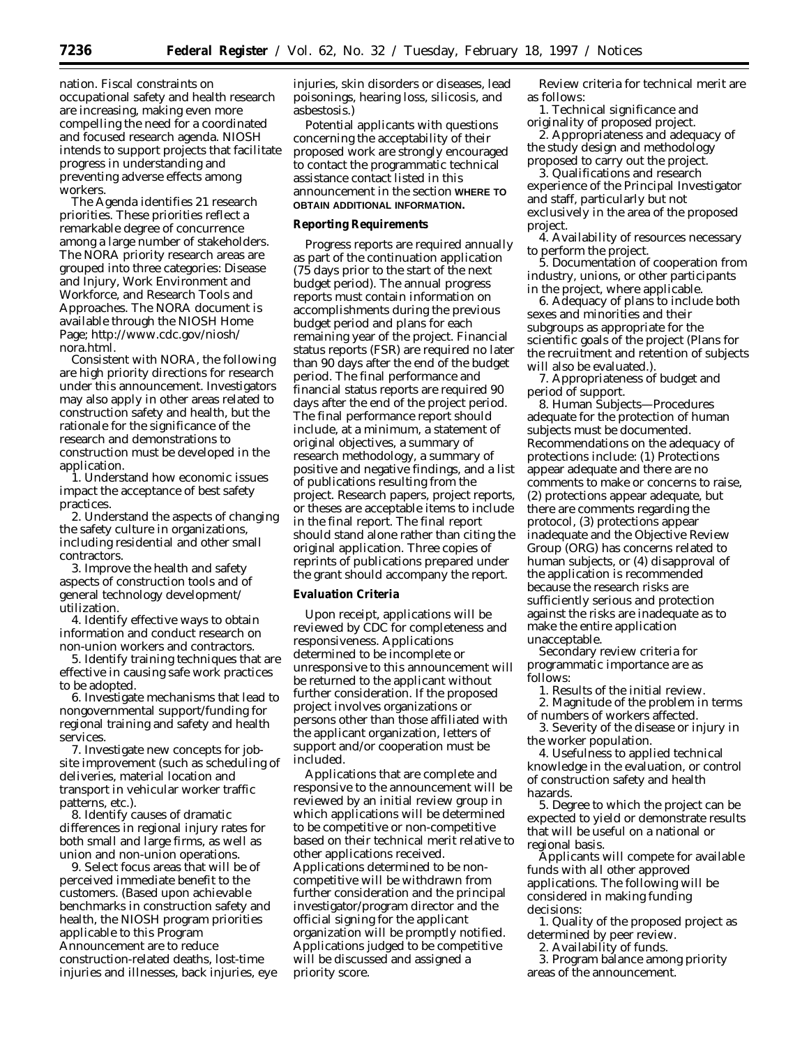nation. Fiscal constraints on occupational safety and health research are increasing, making even more compelling the need for a coordinated and focused research agenda. NIOSH intends to support projects that facilitate progress in understanding and preventing adverse effects among workers.

The Agenda identifies 21 research priorities. These priorities reflect a remarkable degree of concurrence among a large number of stakeholders. The NORA priority research areas are grouped into three categories: Disease and Injury, Work Environment and Workforce, and Research Tools and Approaches. The NORA document is available through the NIOSH Home Page; http://www.cdc.gov/niosh/nora.html.

Consistent with NORA, the following are high priority directions for research under this announcement. Investigators may also apply in other areas related to construction safety and health, but the rationale for the significance of the research and demonstrations to construction must be developed in the application.

1. Understand how economic issues impact the acceptance of best safety practices.
2. Understand the aspects of changing the safety culture in organizations, including residential and other small contractors.
3. Improve the health and safety aspects of construction tools and of general technology development/utilization.
4. Identify effective ways to obtain information and conduct research on non-union workers and contractors.
5. Identify training techniques that are effective in causing safe work practices to be adopted.
6. Investigate mechanisms that lead to nongovernmental support/funding for regional training and safety and health services.
7. Investigate new concepts for job-site improvement (such as scheduling of deliveries, material location and transport in vehicular worker traffic patterns, etc.).
8. Identify causes of dramatic differences in regional injury rates for both small and large firms, as well as union and non-union operations.
9. Select focus areas that will be of perceived immediate benefit to the customers. (Based upon achievable benchmarks in construction safety and health, the NIOSH program priorities applicable to this Program Announcement are to reduce construction-related deaths, lost-time injuries and illnesses, back injuries, eye injuries, skin disorders or diseases, lead poisonings, hearing loss, silicosis, and asbestosis.)

Potential applicants with questions concerning the acceptability of their proposed work are strongly encouraged to contact the programmatic technical assistance contact listed in this announcement in the section **WHERE TO OBTAIN ADDITIONAL INFORMATION.**

**Reporting Requirements**

Progress reports are required annually as part of the continuation application (75 days prior to the start of the next budget period). The annual progress reports must contain information on accomplishments during the previous budget period and plans for each remaining year of the project. Financial status reports (FSR) are required no later than 90 days after the end of the budget period. The final performance and financial status reports are required 90 days after the end of the project period. The final performance report should include, at a minimum, a statement of original objectives, a summary of research methodology, a summary of positive and negative findings, and a list of publications resulting from the project. Research papers, project reports, or theses are acceptable items to include in the final report. The final report should stand alone rather than citing the original application. Three copies of reprints of publications prepared under the grant should accompany the report.

**Evaluation Criteria**

Upon receipt, applications will be reviewed by CDC for completeness and responsiveness. Applications determined to be incomplete or unresponsive to this announcement will be returned to the applicant without further consideration. If the proposed project involves organizations or persons other than those affiliated with the applicant organization, letters of support and/or cooperation must be included.

Applications that are complete and responsive to the announcement will be reviewed by an initial review group in which applications will be determined to be competitive or non-competitive based on their technical merit relative to other applications received. Applications determined to be non-competitive will be withdrawn from further consideration and the principal investigator/program director and the official signing for the applicant organization will be promptly notified. Applications judged to be competitive will be discussed and assigned a priority score.

Review criteria for technical merit are as follows:

1. Technical significance and originality of proposed project.
2. Appropriateness and adequacy of the study design and methodology proposed to carry out the project.
3. Qualifications and research experience of the Principal Investigator and staff, particularly but not exclusively in the area of the proposed project.
4. Availability of resources necessary to perform the project.
5. Documentation of cooperation from industry, unions, or other participants in the project, where applicable.
6. Adequacy of plans to include both sexes and minorities and their subgroups as appropriate for the scientific goals of the project (Plans for the recruitment and retention of subjects will also be evaluated.).
7. Appropriateness of budget and period of support.
8. Human Subjects—Procedures adequate for the protection of human subjects must be documented. Recommendations on the adequacy of protections include: (1) Protections appear adequate and there are no comments to make or concerns to raise, (2) protections appear adequate, but there are comments regarding the protocol, (3) protections appear inadequate and the Objective Review Group (ORG) has concerns related to human subjects, or (4) disapproval of the application is recommended because the research risks are sufficiently serious and protection against the risks are inadequate as to make the entire application unacceptable.

Secondary review criteria for programmatic importance are as follows:

1. Results of the initial review.
2. Magnitude of the problem in terms of numbers of workers affected.
3. Severity of the disease or injury in the worker population.
4. Usefulness to applied technical knowledge in the evaluation, or control of construction safety and health hazards.
5. Degree to which the project can be expected to yield or demonstrate results that will be useful on a national or regional basis.

Applicants will compete for available funds with all other approved applications. The following will be considered in making funding decisions:

1. Quality of the proposed project as determined by peer review.
2. Availability of funds.
3. Program balance among priority areas of the announcement.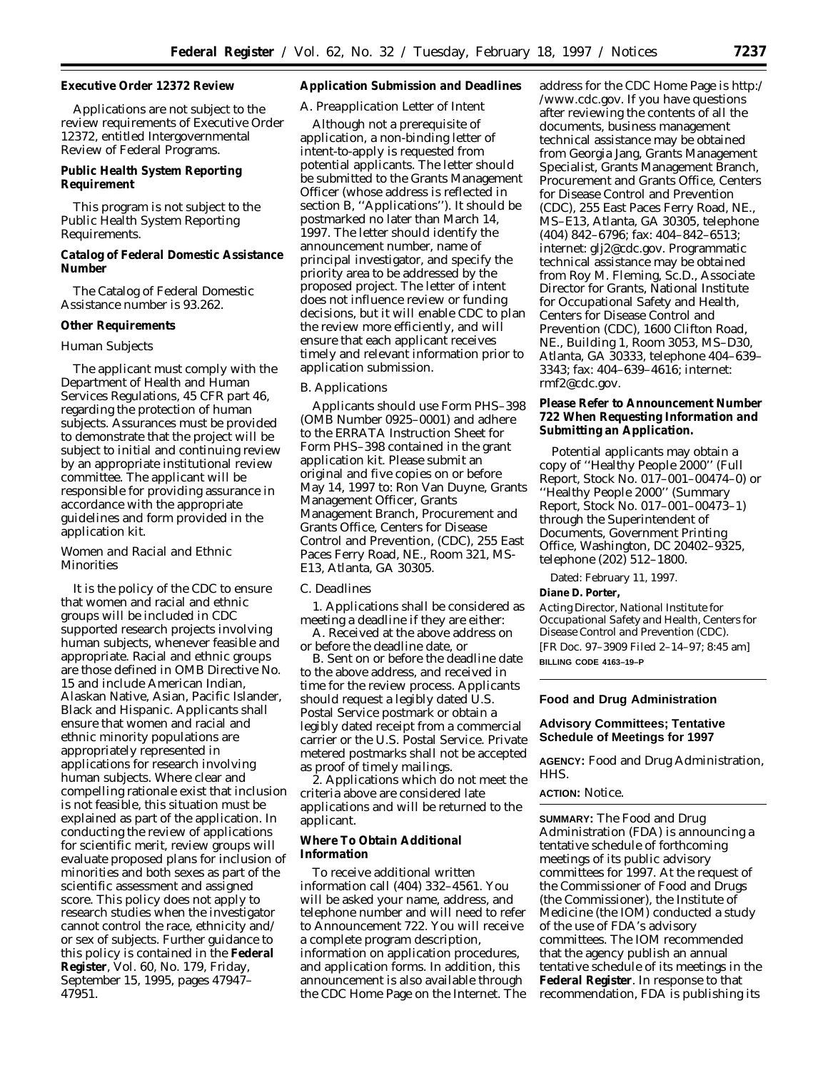**Executive Order 12372 Review**

Applications are not subject to the review requirements of Executive Order 12372, entitled Intergovernmental Review of Federal Programs.

**Public Health System Reporting Requirement**

This program is not subject to the Public Health System Reporting Requirements.

**Catalog of Federal Domestic Assistance Number**

The Catalog of Federal Domestic Assistance number is 93.262.

**Other Requirements**

*Human Subjects*

The applicant must comply with the Department of Health and Human Services Regulations, 45 CFR part 46, regarding the protection of human subjects. Assurances must be provided to demonstrate that the project will be subject to initial and continuing review by an appropriate institutional review committee. The applicant will be responsible for providing assurance in accordance with the appropriate guidelines and form provided in the application kit.

*Women and Racial and Ethnic Minorities*

It is the policy of the CDC to ensure that women and racial and ethnic groups will be included in CDC supported research projects involving human subjects, whenever feasible and appropriate. Racial and ethnic groups are those defined in OMB Directive No. 15 and include American Indian, Alaskan Native, Asian, Pacific Islander, Black and Hispanic. Applicants shall ensure that women and racial and ethnic minority populations are appropriately represented in applications for research involving human subjects. Where clear and compelling rationale exist that inclusion is not feasible, this situation must be explained as part of the application. In conducting the review of applications for scientific merit, review groups will evaluate proposed plans for inclusion of minorities and both sexes as part of the scientific assessment and assigned score. This policy does not apply to research studies when the investigator cannot control the race, ethnicity and/or sex of subjects. Further guidance to this policy is contained in the **Federal Register**, Vol. 60, No. 179, Friday, September 15, 1995, pages 47947–47951.

**Application Submission and Deadlines**

*A. Preapplication Letter of Intent*

Although not a prerequisite of application, a non-binding letter of intent-to-apply is requested from potential applicants. The letter should be submitted to the Grants Management Officer (whose address is reflected in section B, ''Applications''). It should be postmarked no later than March 14, 1997. The letter should identify the announcement number, name of principal investigator, and specify the priority area to be addressed by the proposed project. The letter of intent does not influence review or funding decisions, but it will enable CDC to plan the review more efficiently, and will ensure that each applicant receives timely and relevant information prior to application submission.

*B. Applications*

Applicants should use Form PHS–398 (OMB Number 0925–0001) and adhere to the ERRATA Instruction Sheet for Form PHS–398 contained in the grant application kit. Please submit an original and five copies on or before May 14, 1997 to: Ron Van Duyne, Grants Management Officer, Grants Management Branch, Procurement and Grants Office, Centers for Disease Control and Prevention, (CDC), 255 East Paces Ferry Road, NE., Room 321, MS-E13, Atlanta, GA 30305.

*C. Deadlines*

1. Applications shall be considered as meeting a deadline if they are either:

A. Received at the above address on or before the deadline date, or

B. Sent on or before the deadline date to the above address, and received in time for the review process. Applicants should request a legibly dated U.S. Postal Service postmark or obtain a legibly dated receipt from a commercial carrier or the U.S. Postal Service. Private metered postmarks shall not be accepted as proof of timely mailings.

2. Applications which do not meet the criteria above are considered late applications and will be returned to the applicant.

**Where To Obtain Additional Information**

To receive additional written information call (404) 332–4561. You will be asked your name, address, and telephone number and will need to refer to Announcement 722. You will receive a complete program description, information on application procedures, and application forms. In addition, this announcement is also available through the CDC Home Page on the Internet. The address for the CDC Home Page is http://www.cdc.gov. If you have questions after reviewing the contents of all the documents, business management technical assistance may be obtained from Georgia Jang, Grants Management Specialist, Grants Management Branch, Procurement and Grants Office, Centers for Disease Control and Prevention (CDC), 255 East Paces Ferry Road, NE., MS–E13, Atlanta, GA 30305, telephone (404) 842–6796; fax: 404–842–6513; internet: glj2@cdc.gov. Programmatic technical assistance may be obtained from Roy M. Fleming, Sc.D., Associate Director for Grants, National Institute for Occupational Safety and Health, Centers for Disease Control and Prevention (CDC), 1600 Clifton Road, NE., Building 1, Room 3053, MS–D30, Atlanta, GA 30333, telephone 404–639–3343; fax: 404–639–4616; internet: rmf2@cdc.gov.

**Please Refer to Announcement Number 722 When Requesting Information and Submitting an Application.**

Potential applicants may obtain a copy of ''Healthy People 2000'' (Full Report, Stock No. 017–001–00474–0) or ''Healthy People 2000'' (Summary Report, Stock No. 017–001–00473–1) through the Superintendent of Documents, Government Printing Office, Washington, DC 20402–9325, telephone (202) 512–1800.

Dated: February 11, 1997.

**Diane D. Porter,**

*Acting Director, National Institute for Occupational Safety and Health, Centers for Disease Control and Prevention (CDC).*

[FR Doc. 97–3909 Filed 2–14–97; 8:45 am]

**BILLING CODE 4163–19–P**

---

**Food and Drug Administration**

**Advisory Committees; Tentative Schedule of Meetings for 1997**

**AGENCY:** Food and Drug Administration, HHS.

**ACTION:** Notice.

**SUMMARY:** The Food and Drug Administration (FDA) is announcing a tentative schedule of forthcoming meetings of its public advisory committees for 1997. At the request of the Commissioner of Food and Drugs (the Commissioner), the Institute of Medicine (the IOM) conducted a study of the use of FDA's advisory committees. The IOM recommended that the agency publish an annual tentative schedule of its meetings in the **Federal Register**. In response to that recommendation, FDA is publishing its